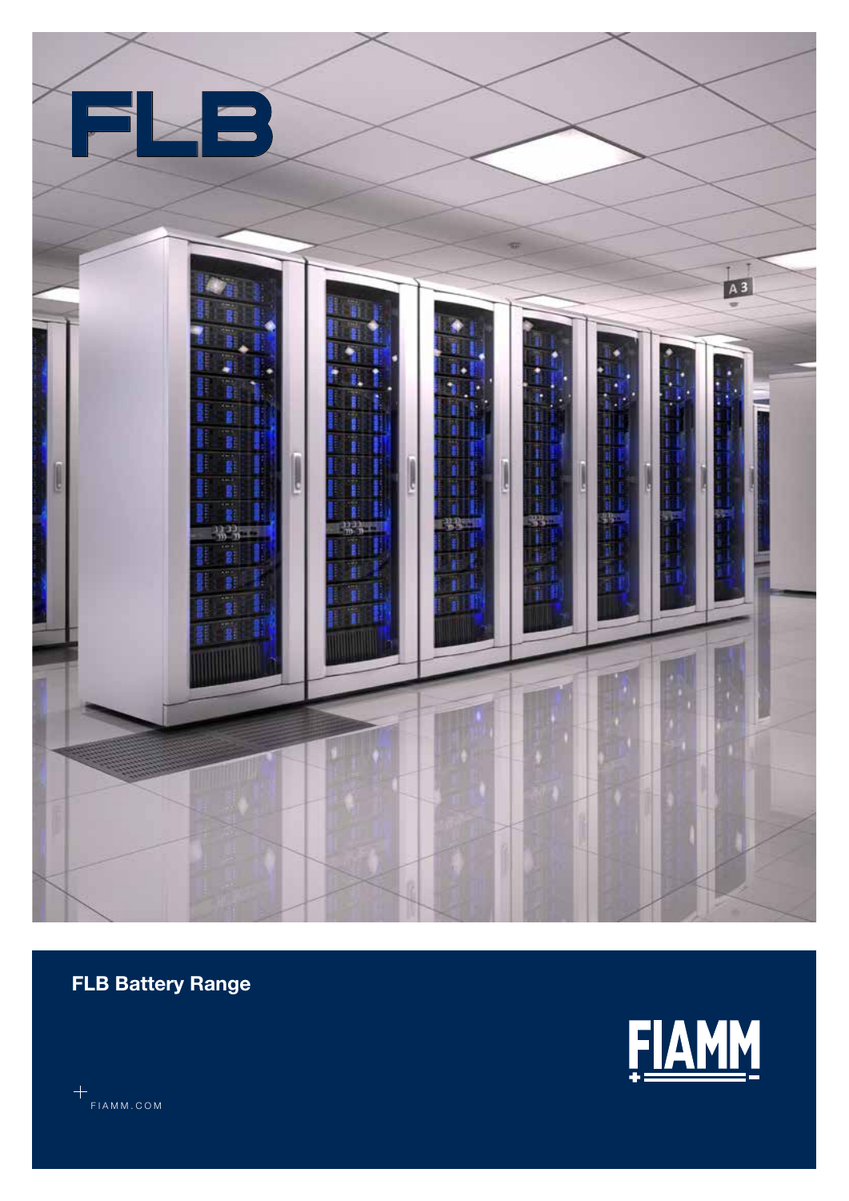# FLB

## FLB Battery Range

FIAMM

FIAMM.COM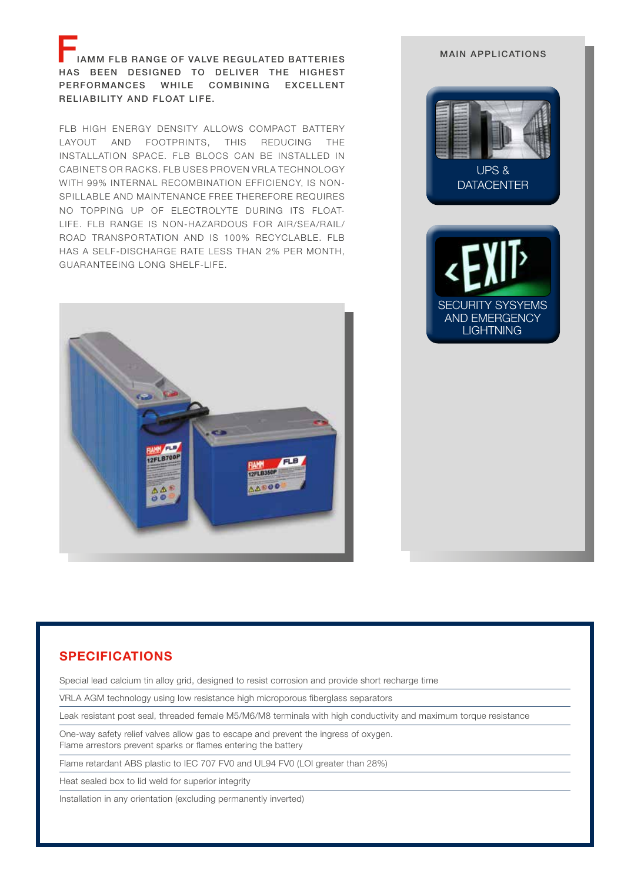FIAMM FLB RANGE OF VALVE REGULATED BATTERIES HAS BEEN DESIGNED TO DELIVER THE HIGHEST PERFORMANCES WHILE COMBINING EXCELLENT RELIABILITY AND FLOAT LIFE.

FLB HIGH ENERGY DENSITY ALLOWS COMPACT BATTERY LAYOUT AND FOOTPRINTS, THIS REDUCING THE INSTALLATION SPACE. FLB BLOCS CAN BE INSTALLED IN CABINETS OR RACKS. FLB USES PROVEN VRLA TECHNOLOGY WITH 99% INTERNAL RECOMBINATION EFFICIENCY, IS NON-SPILLABLE AND MAINTENANCE FREE THEREFORE REQUIRES NO TOPPING UP OF ELECTROLYTE DURING ITS FLOAT-LIFE. FLB RANGE IS NON-HAZARDOUS FOR AIR/SEA/RAIL/ROAD TRANSPORTATION AND IS 100% RECYCLABLE. FLB HAS A SELF-DISCHARGE RATE LESS THAN 2% PER MONTH, GUARANTEEING LONG SHELF-LIFE.

## MAIN APPLICATIONS

- UPS & DATACENTER
- SECURITY SYSYEMS AND EMERGENCY LIGHTNING

## SPECIFICATIONS

Special lead calcium tin alloy grid, designed to resist corrosion and provide short recharge time

VRLA AGM technology using low resistance high microporous fiberglass separators

Leak resistant post seal, threaded female M5/M6/M8 terminals with high conductivity and maximum torque resistance

One-way safety relief valves allow gas to escape and prevent the ingress of oxygen.
Flame arrestors prevent sparks or flames entering the battery

Flame retardant ABS plastic to IEC 707 FV0 and UL94 FV0 (LOI greater than 28%)

Heat sealed box to lid weld for superior integrity

Installation in any orientation (excluding permanently inverted)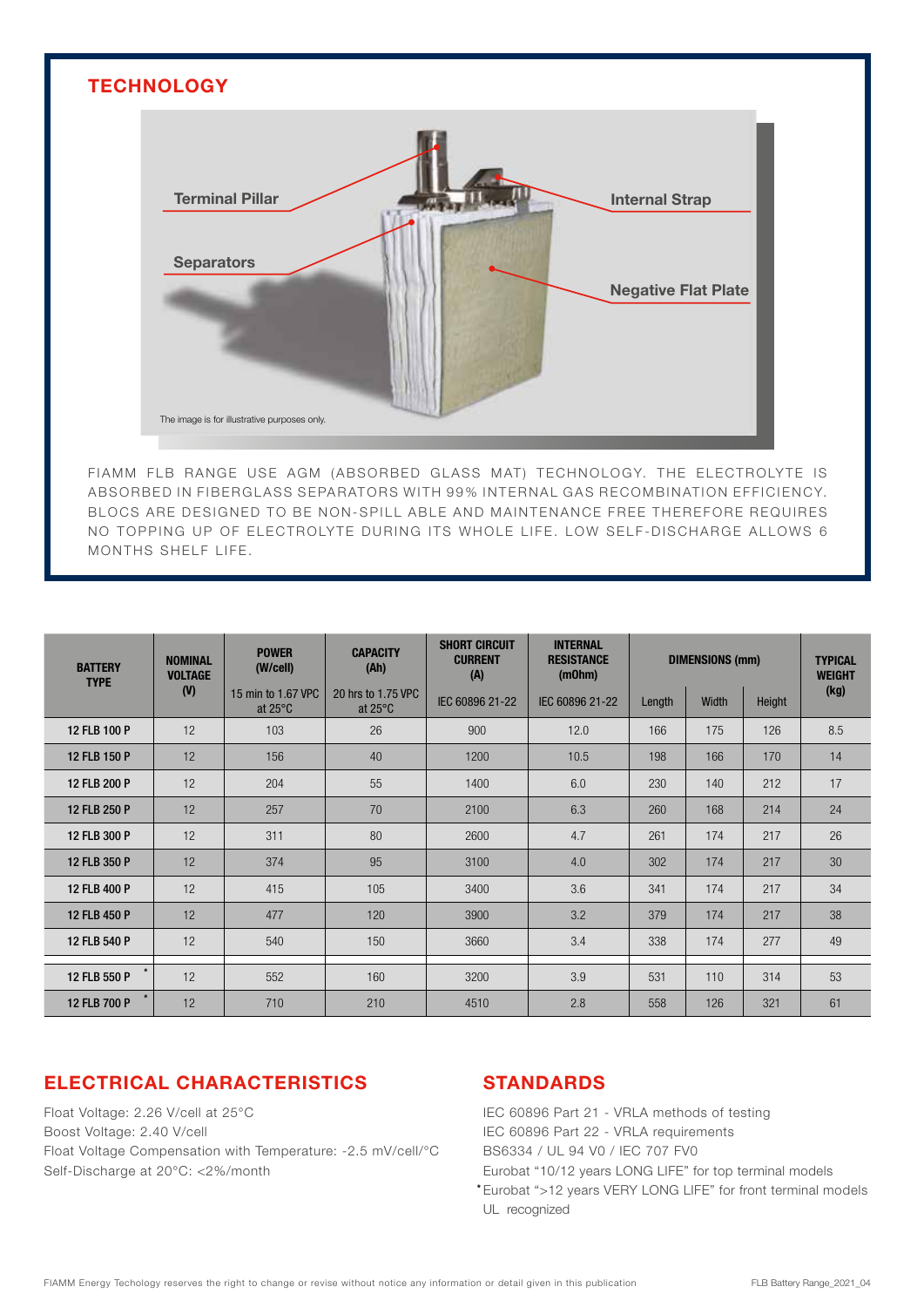## TECHNOLOGY

Terminal Pillar

Separators

Internal Strap

Negative Flat Plate

The image is for illustrative purposes only.

FIAMM FLB RANGE USE AGM (ABSORBED GLASS MAT) TECHNOLOGY. THE ELECTROLYTE IS ABSORBED IN FIBERGLASS SEPARATORS WITH 99% INTERNAL GAS RECOMBINATION EFFICIENCY. BLOCS ARE DESIGNED TO BE NON-SPILL ABLE AND MAINTENANCE FREE THEREFORE REQUIRES NO TOPPING UP OF ELECTROLYTE DURING ITS WHOLE LIFE. LOW SELF-DISCHARGE ALLOWS 6 MONTHS SHELF LIFE.

| BATTERY TYPE | NOMINAL VOLTAGE (V) | POWER (W/cell) | CAPACITY (Ah) | SHORT CIRCUIT CURRENT (A) | INTERNAL RESISTANCE (mOhm) | DIMENSIONS (mm) | | | TYPICAL WEIGHT (kg) |
|---|---|---|---|---|---|---|---|---|---|
| | | 15 min to 1.67 VPC at 25°C | 20 hrs to 1.75 VPC at 25°C | IEC 60896 21-22 | IEC 60896 21-22 | Length | Width | Height | |
| 12 FLB 100 P | 12 | 103 | 26 | 900 | 12.0 | 166 | 175 | 126 | 8.5 |
| 12 FLB 150 P | 12 | 156 | 40 | 1200 | 10.5 | 198 | 166 | 170 | 14 |
| 12 FLB 200 P | 12 | 204 | 55 | 1400 | 6.0 | 230 | 140 | 212 | 17 |
| 12 FLB 250 P | 12 | 257 | 70 | 2100 | 6.3 | 260 | 168 | 214 | 24 |
| 12 FLB 300 P | 12 | 311 | 80 | 2600 | 4.7 | 261 | 174 | 217 | 26 |
| 12 FLB 350 P | 12 | 374 | 95 | 3100 | 4.0 | 302 | 174 | 217 | 30 |
| 12 FLB 400 P | 12 | 415 | 105 | 3400 | 3.6 | 341 | 174 | 217 | 34 |
| 12 FLB 450 P | 12 | 477 | 120 | 3900 | 3.2 | 379 | 174 | 217 | 38 |
| 12 FLB 540 P | 12 | 540 | 150 | 3660 | 3.4 | 338 | 174 | 277 | 49 |
| 12 FLB 550 P * | 12 | 552 | 160 | 3200 | 3.9 | 531 | 110 | 314 | 53 |
| 12 FLB 700 P * | 12 | 710 | 210 | 4510 | 2.8 | 558 | 126 | 321 | 61 |

## ELECTRICAL CHARACTERISTICS

Float Voltage: 2.26 V/cell at 25°C
Boost Voltage: 2.40 V/cell
Float Voltage Compensation with Temperature: -2.5 mV/cell/°C
Self-Discharge at 20°C: <2%/month

## STANDARDS

IEC 60896 Part 21 - VRLA methods of testing
IEC 60896 Part 22 - VRLA requirements
BS6334 / UL 94 V0 / IEC 707 FV0
Eurobat "10/12 years LONG LIFE" for top terminal models
* Eurobat ">12 years VERY LONG LIFE" for front terminal models
UL recognized

FIAMM Energy Techology reserves the right to change or revise without notice any information or detail given in this publication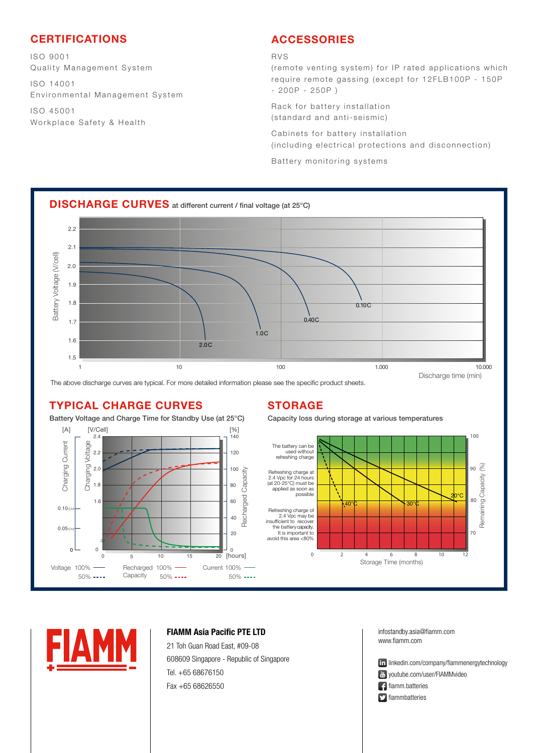## CERTIFICATIONS

ISO 9001
Quality Management System

ISO 14001
Environmental Management System

ISO 45001
Workplace Safety & Health

## ACCESSORIES

RVS
(remote venting system) for IP rated applications which require remote gassing (except for 12FLB100P - 150P - 200P - 250P )

Rack for battery installation
(standard and anti-seismic)

Cabinets for battery installation
(including electrical protections and disconnection)

Battery monitoring systems

## DISCHARGE CURVES at different current / final voltage (at 25°C)

Battery Voltage (V/cell)
2.2
2.1
2.0
1.9
1.8
1.7
1.6
1.5

0.10C
0.40C
1.0C
2.0C

1
10
100
1.000
10.000
Discharge time (min)

The above discharge curves are typical. For more detailed information please see the specific product sheets.

## TYPICAL CHARGE CURVES

Battery Voltage and Charge Time for Standby Use (at 25°C)

[A] Charging Current
0.10 C10
0.05 C10
0

[V/Cell] Charging Voltage
2.4
2.2
2.0
1.8
1.6
0

[%] Recharged Capacity
140
120
100
80
60
40
20
0

0
5
10
15
20 [hours]

Voltage 100% / 50%
Recharged Capacity 100% / 50%
Current 100% / 50%

## STORAGE

Capacity loss during storage at various temperatures

The battery can be used without refreshing charge

Refreshing charge at 2.4 Vpc for 24 hours (at 20-25°C) must be applied as soon as possible

Refreshing charge of 2.4 Vpc may be insufficient to recover the battery capacity. It is important to avoid this area <80%

40°C
30°C
20°C

Remaining Capacity (%)
100
90
80
70

0
2
4
6
8
10
12
Storage Time (months)

**FIAMM Asia Pacific PTE LTD**
21 Toh Guan Road East, #09-08
608609 Singapore - Republic of Singapore
Tel. +65 68676150
Fax +65 68626550

infostandby.asia@fiamm.com
www.fiamm.com

linkedin.com/company/fiammenergytechnology
youtube.com/user/FIAMMvideo
fiamm.batteries
fiammbatteries